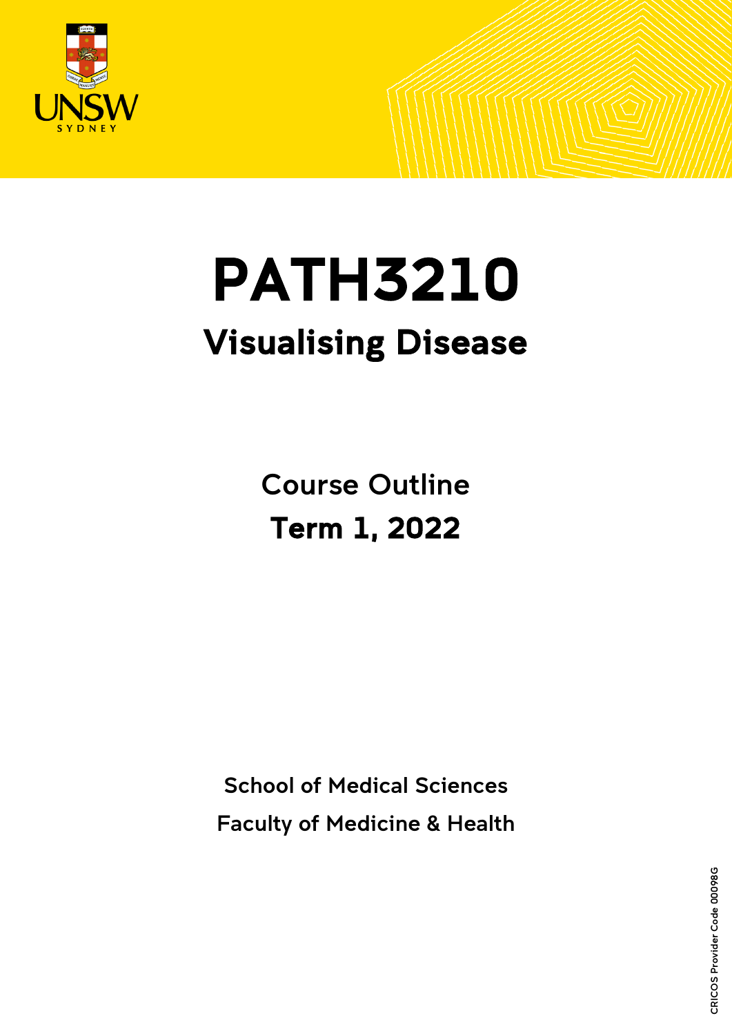# PATH3210

## Visualising Disease

Course Outline

**Term 1, 2022**

School of Medical Sciences

Faculty of Medicine & Health

CRICOS Provider Code 00098G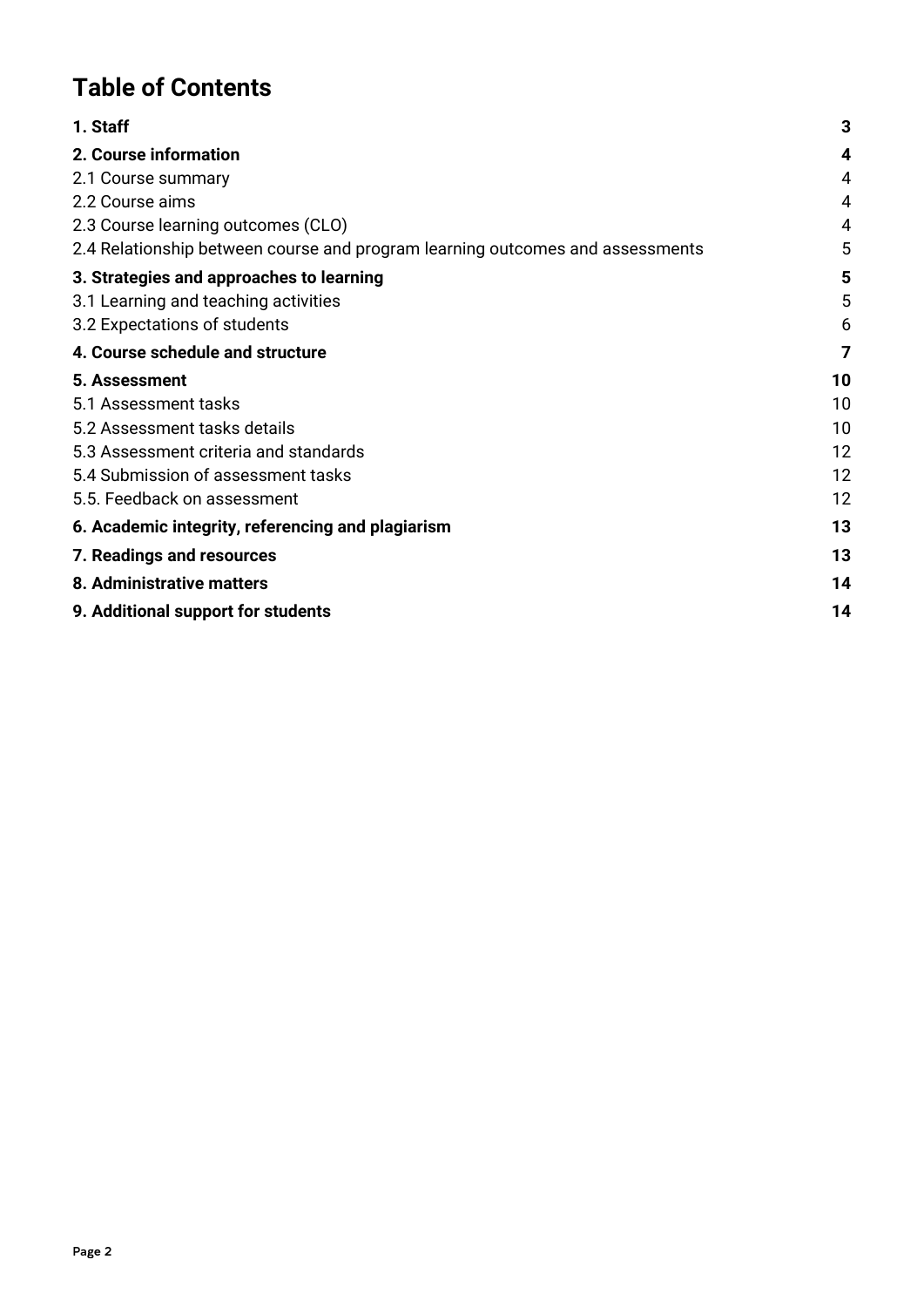# Table of Contents

| | |
|---|---|
| **1. Staff** | **3** |
| **2. Course information** | **4** |
| 2.1 Course summary | 4 |
| 2.2 Course aims | 4 |
| 2.3 Course learning outcomes (CLO) | 4 |
| 2.4 Relationship between course and program learning outcomes and assessments | 5 |
| **3. Strategies and approaches to learning** | **5** |
| 3.1 Learning and teaching activities | 5 |
| 3.2 Expectations of students | 6 |
| **4. Course schedule and structure** | **7** |
| **5. Assessment** | **10** |
| 5.1 Assessment tasks | 10 |
| 5.2 Assessment tasks details | 10 |
| 5.3 Assessment criteria and standards | 12 |
| 5.4 Submission of assessment tasks | 12 |
| 5.5. Feedback on assessment | 12 |
| **6. Academic integrity, referencing and plagiarism** | **13** |
| **7. Readings and resources** | **13** |
| **8. Administrative matters** | **14** |
| **9. Additional support for students** | **14** |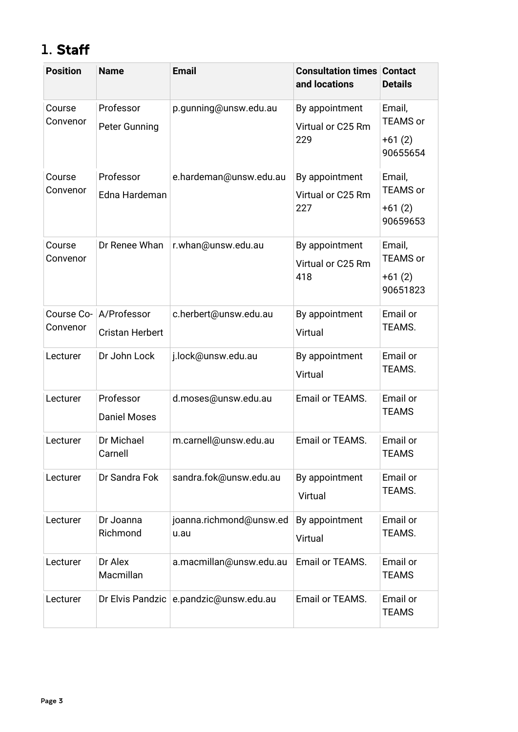# 1. Staff

| Position | Name | Email | Consultation times and locations | Contact Details |
|---|---|---|---|---|
| Course Convenor | Professor Peter Gunning | p.gunning@unsw.edu.au | By appointment Virtual or C25 Rm 229 | Email, TEAMS or +61 (2) 90655654 |
| Course Convenor | Professor Edna Hardeman | e.hardeman@unsw.edu.au | By appointment Virtual or C25 Rm 227 | Email, TEAMS or +61 (2) 90659653 |
| Course Convenor | Dr Renee Whan | r.whan@unsw.edu.au | By appointment Virtual or C25 Rm 418 | Email, TEAMS or +61 (2) 90651823 |
| Course Co-Convenor | A/Professor Cristan Herbert | c.herbert@unsw.edu.au | By appointment Virtual | Email or TEAMS. |
| Lecturer | Dr John Lock | j.lock@unsw.edu.au | By appointment Virtual | Email or TEAMS. |
| Lecturer | Professor Daniel Moses | d.moses@unsw.edu.au | Email or TEAMS. | Email or TEAMS |
| Lecturer | Dr Michael Carnell | m.carnell@unsw.edu.au | Email or TEAMS. | Email or TEAMS |
| Lecturer | Dr Sandra Fok | sandra.fok@unsw.edu.au | By appointment Virtual | Email or TEAMS. |
| Lecturer | Dr Joanna Richmond | joanna.richmond@unsw.edu.au | By appointment Virtual | Email or TEAMS. |
| Lecturer | Dr Alex Macmillan | a.macmillan@unsw.edu.au | Email or TEAMS. | Email or TEAMS |
| Lecturer | Dr Elvis Pandzic | e.pandzic@unsw.edu.au | Email or TEAMS. | Email or TEAMS |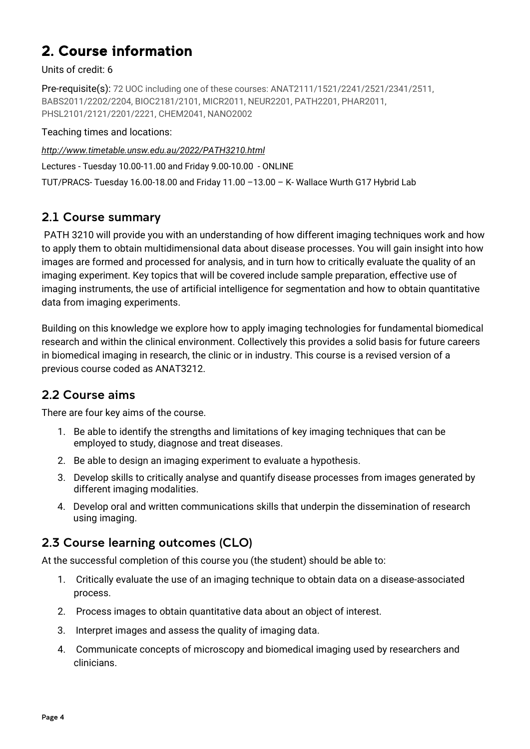# 2. Course information

Units of credit: 6

Pre-requisite(s): 72 UOC including one of these courses: ANAT2111/1521/2241/2521/2341/2511, BABS2011/2202/2204, BIOC2181/2101, MICR2011, NEUR2201, PATH2201, PHAR2011, PHSL2101/2121/2201/2221, CHEM2041, NANO2002

Teaching times and locations:

*http://www.timetable.unsw.edu.au/2022/PATH3210.html*

Lectures - Tuesday 10.00-11.00 and Friday 9.00-10.00 - ONLINE

TUT/PRACS- Tuesday 16.00-18.00 and Friday 11.00 –13.00 – K- Wallace Wurth G17 Hybrid Lab

## 2.1 Course summary

PATH 3210 will provide you with an understanding of how different imaging techniques work and how to apply them to obtain multidimensional data about disease processes. You will gain insight into how images are formed and processed for analysis, and in turn how to critically evaluate the quality of an imaging experiment. Key topics that will be covered include sample preparation, effective use of imaging instruments, the use of artificial intelligence for segmentation and how to obtain quantitative data from imaging experiments.

Building on this knowledge we explore how to apply imaging technologies for fundamental biomedical research and within the clinical environment. Collectively this provides a solid basis for future careers in biomedical imaging in research, the clinic or in industry. This course is a revised version of a previous course coded as ANAT3212.

## 2.2 Course aims

There are four key aims of the course.

1. Be able to identify the strengths and limitations of key imaging techniques that can be employed to study, diagnose and treat diseases.
2. Be able to design an imaging experiment to evaluate a hypothesis.
3. Develop skills to critically analyse and quantify disease processes from images generated by different imaging modalities.
4. Develop oral and written communications skills that underpin the dissemination of research using imaging.

## 2.3 Course learning outcomes (CLO)

At the successful completion of this course you (the student) should be able to:

1. Critically evaluate the use of an imaging technique to obtain data on a disease-associated process.
2. Process images to obtain quantitative data about an object of interest.
3. Interpret images and assess the quality of imaging data.
4. Communicate concepts of microscopy and biomedical imaging used by researchers and clinicians.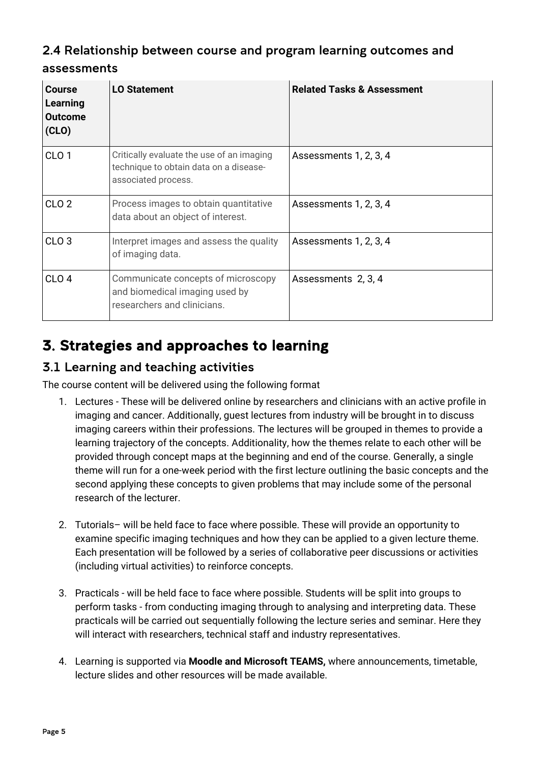## 2.4 Relationship between course and program learning outcomes and assessments

| Course Learning Outcome (CLO) | LO Statement | Related Tasks & Assessment |
|---|---|---|
| CLO 1 | Critically evaluate the use of an imaging technique to obtain data on a disease-associated process. | Assessments 1, 2, 3, 4 |
| CLO 2 | Process images to obtain quantitative data about an object of interest. | Assessments 1, 2, 3, 4 |
| CLO 3 | Interpret images and assess the quality of imaging data. | Assessments 1, 2, 3, 4 |
| CLO 4 | Communicate concepts of microscopy and biomedical imaging used by researchers and clinicians. | Assessments 2, 3, 4 |

# 3. Strategies and approaches to learning

## 3.1 Learning and teaching activities

The course content will be delivered using the following format

1. Lectures - These will be delivered online by researchers and clinicians with an active profile in imaging and cancer. Additionally, guest lectures from industry will be brought in to discuss imaging careers within their professions. The lectures will be grouped in themes to provide a learning trajectory of the concepts. Additionality, how the themes relate to each other will be provided through concept maps at the beginning and end of the course. Generally, a single theme will run for a one-week period with the first lecture outlining the basic concepts and the second applying these concepts to given problems that may include some of the personal research of the lecturer.

2. Tutorials– will be held face to face where possible. These will provide an opportunity to examine specific imaging techniques and how they can be applied to a given lecture theme. Each presentation will be followed by a series of collaborative peer discussions or activities (including virtual activities) to reinforce concepts.

3. Practicals - will be held face to face where possible. Students will be split into groups to perform tasks - from conducting imaging through to analysing and interpreting data. These practicals will be carried out sequentially following the lecture series and seminar. Here they will interact with researchers, technical staff and industry representatives.

4. Learning is supported via **Moodle and Microsoft TEAMS,** where announcements, timetable, lecture slides and other resources will be made available.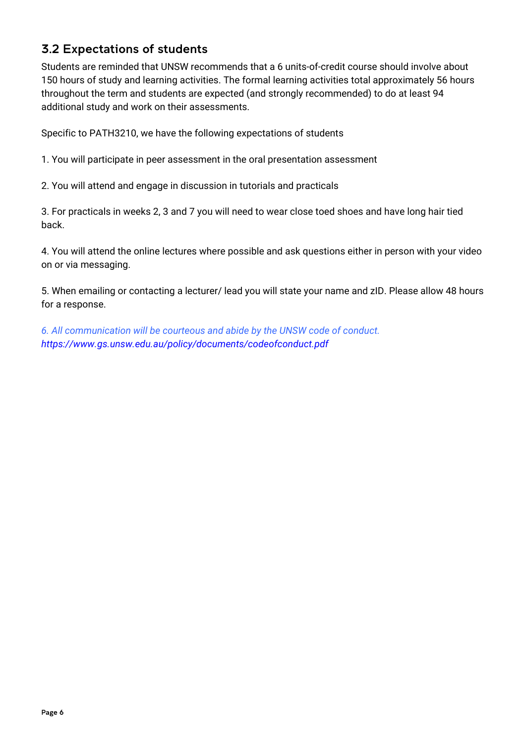### 3.2 Expectations of students

Students are reminded that UNSW recommends that a 6 units-of-credit course should involve about 150 hours of study and learning activities. The formal learning activities total approximately 56 hours throughout the term and students are expected (and strongly recommended) to do at least 94 additional study and work on their assessments.

Specific to PATH3210, we have the following expectations of students

1. You will participate in peer assessment in the oral presentation assessment

2. You will attend and engage in discussion in tutorials and practicals

3. For practicals in weeks 2, 3 and 7 you will need to wear close toed shoes and have long hair tied back.

4. You will attend the online lectures where possible and ask questions either in person with your video on or via messaging.

5. When emailing or contacting a lecturer/ lead you will state your name and zID. Please allow 48 hours for a response.

*6. All communication will be courteous and abide by the UNSW code of conduct.*
*https://www.gs.unsw.edu.au/policy/documents/codeofconduct.pdf*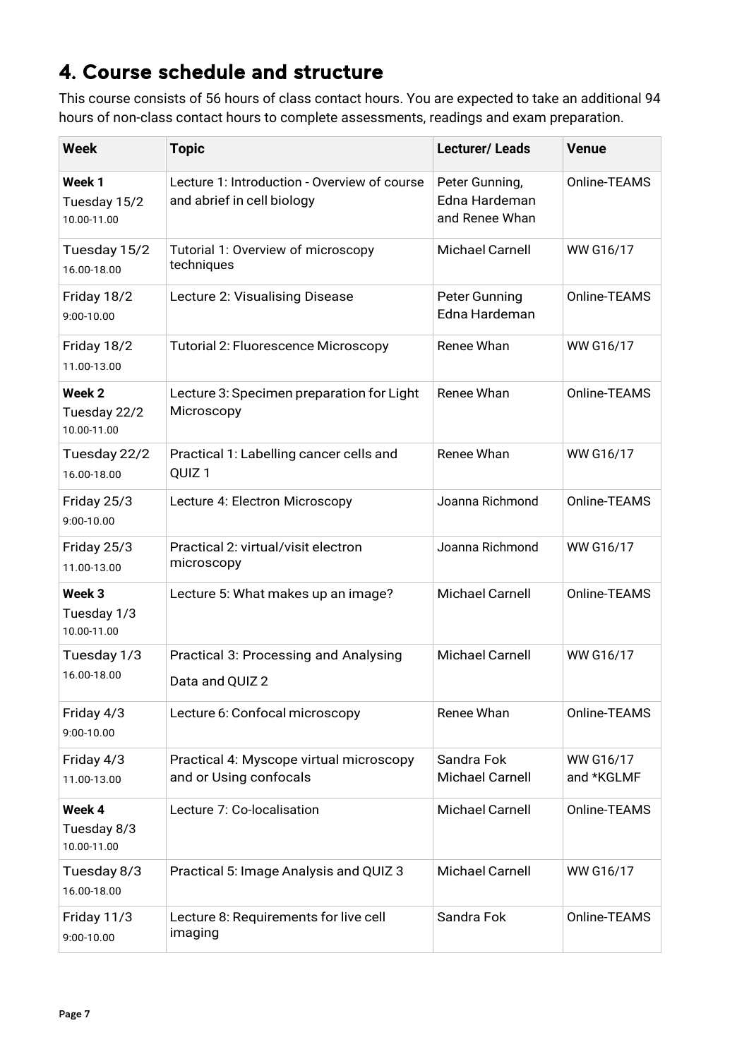## 4. Course schedule and structure

This course consists of 56 hours of class contact hours. You are expected to take an additional 94 hours of non-class contact hours to complete assessments, readings and exam preparation.

| Week | Topic | Lecturer/ Leads | Venue |
|---|---|---|---|
| **Week 1** Tuesday 15/2 10.00-11.00 | Lecture 1: Introduction - Overview of course and abrief in cell biology | Peter Gunning, Edna Hardeman and Renee Whan | Online-TEAMS |
| Tuesday 15/2 16.00-18.00 | Tutorial 1: Overview of microscopy techniques | Michael Carnell | WW G16/17 |
| Friday 18/2 9:00-10.00 | Lecture 2: Visualising Disease | Peter Gunning Edna Hardeman | Online-TEAMS |
| Friday 18/2 11.00-13.00 | Tutorial 2: Fluorescence Microscopy | Renee Whan | WW G16/17 |
| **Week 2** Tuesday 22/2 10.00-11.00 | Lecture 3: Specimen preparation for Light Microscopy | Renee Whan | Online-TEAMS |
| Tuesday 22/2 16.00-18.00 | Practical 1: Labelling cancer cells and QUIZ 1 | Renee Whan | WW G16/17 |
| Friday 25/3 9:00-10.00 | Lecture 4: Electron Microscopy | Joanna Richmond | Online-TEAMS |
| Friday 25/3 11.00-13.00 | Practical 2: virtual/visit electron microscopy | Joanna Richmond | WW G16/17 |
| **Week 3** Tuesday 1/3 10.00-11.00 | Lecture 5: What makes up an image? | Michael Carnell | Online-TEAMS |
| Tuesday 1/3 16.00-18.00 | Practical 3: Processing and Analysing Data and QUIZ 2 | Michael Carnell | WW G16/17 |
| Friday 4/3 9:00-10.00 | Lecture 6: Confocal microscopy | Renee Whan | Online-TEAMS |
| Friday 4/3 11.00-13.00 | Practical 4: Myscope virtual microscopy and or Using confocals | Sandra Fok Michael Carnell | WW G16/17 and *KGLMF |
| **Week 4** Tuesday 8/3 10.00-11.00 | Lecture 7: Co-localisation | Michael Carnell | Online-TEAMS |
| Tuesday 8/3 16.00-18.00 | Practical 5: Image Analysis and QUIZ 3 | Michael Carnell | WW G16/17 |
| Friday 11/3 9:00-10.00 | Lecture 8: Requirements for live cell imaging | Sandra Fok | Online-TEAMS |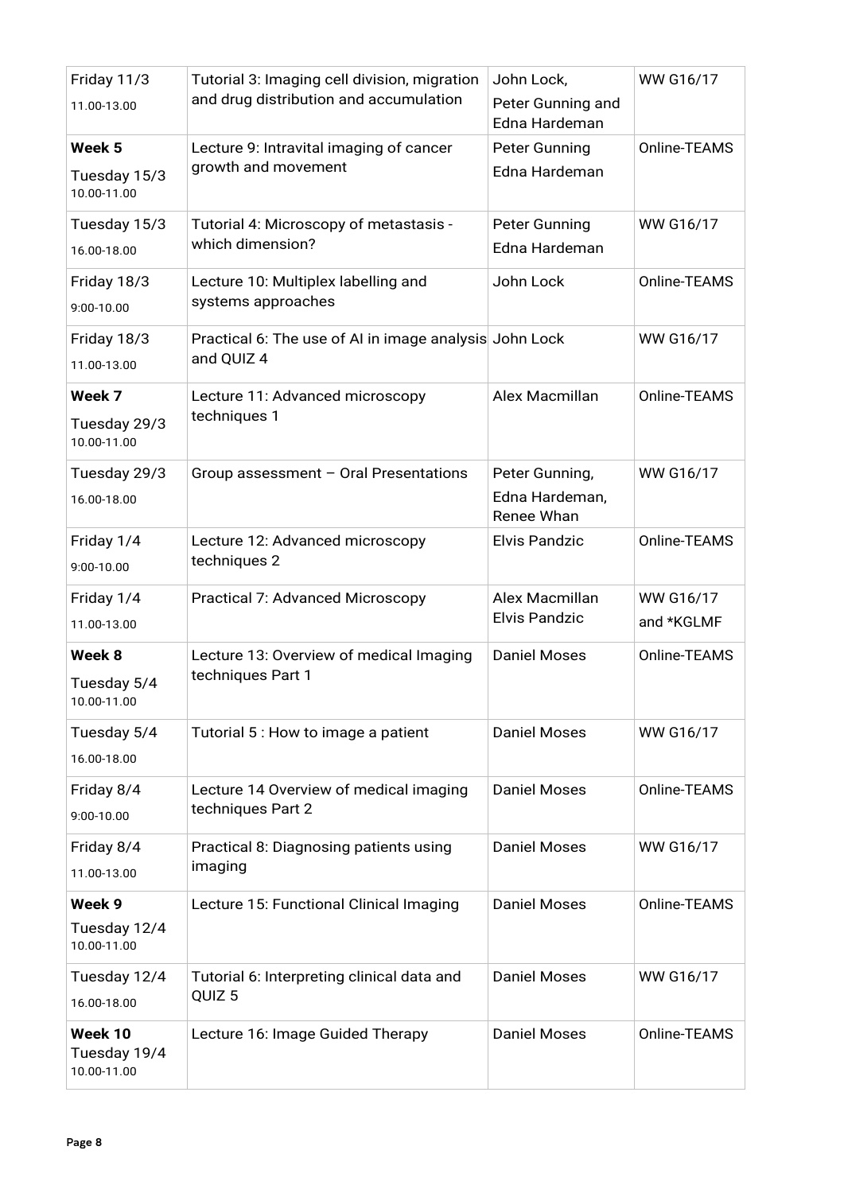| | | | |
|---|---|---|---|
| Friday 11/3<br>11.00-13.00 | Tutorial 3: Imaging cell division, migration and drug distribution and accumulation | John Lock,<br>Peter Gunning and Edna Hardeman | WW G16/17 |
| **Week 5**<br>Tuesday 15/3<br>10.00-11.00 | Lecture 9: Intravital imaging of cancer growth and movement | Peter Gunning<br>Edna Hardeman | Online-TEAMS |
| Tuesday 15/3<br>16.00-18.00 | Tutorial 4: Microscopy of metastasis - which dimension? | Peter Gunning<br>Edna Hardeman | WW G16/17 |
| Friday 18/3<br>9:00-10.00 | Lecture 10: Multiplex labelling and systems approaches | John Lock | Online-TEAMS |
| Friday 18/3<br>11.00-13.00 | Practical 6: The use of AI in image analysis and QUIZ 4 | John Lock | WW G16/17 |
| **Week 7**<br>Tuesday 29/3<br>10.00-11.00 | Lecture 11: Advanced microscopy techniques 1 | Alex Macmillan | Online-TEAMS |
| Tuesday 29/3<br>16.00-18.00 | Group assessment – Oral Presentations | Peter Gunning,<br>Edna Hardeman,<br>Renee Whan | WW G16/17 |
| Friday 1/4<br>9:00-10.00 | Lecture 12: Advanced microscopy techniques 2 | Elvis Pandzic | Online-TEAMS |
| Friday 1/4<br>11.00-13.00 | Practical 7: Advanced Microscopy | Alex Macmillan<br>Elvis Pandzic | WW G16/17<br>and *KGLMF |
| **Week 8**<br>Tuesday 5/4<br>10.00-11.00 | Lecture 13: Overview of medical Imaging techniques Part 1 | Daniel Moses | Online-TEAMS |
| Tuesday 5/4<br>16.00-18.00 | Tutorial 5 : How to image a patient | Daniel Moses | WW G16/17 |
| Friday 8/4<br>9:00-10.00 | Lecture 14 Overview of medical imaging techniques Part 2 | Daniel Moses | Online-TEAMS |
| Friday 8/4<br>11.00-13.00 | Practical 8: Diagnosing patients using imaging | Daniel Moses | WW G16/17 |
| **Week 9**<br>Tuesday 12/4<br>10.00-11.00 | Lecture 15: Functional Clinical Imaging | Daniel Moses | Online-TEAMS |
| Tuesday 12/4<br>16.00-18.00 | Tutorial 6: Interpreting clinical data and QUIZ 5 | Daniel Moses | WW G16/17 |
| **Week 10**<br>Tuesday 19/4<br>10.00-11.00 | Lecture 16: Image Guided Therapy | Daniel Moses | Online-TEAMS |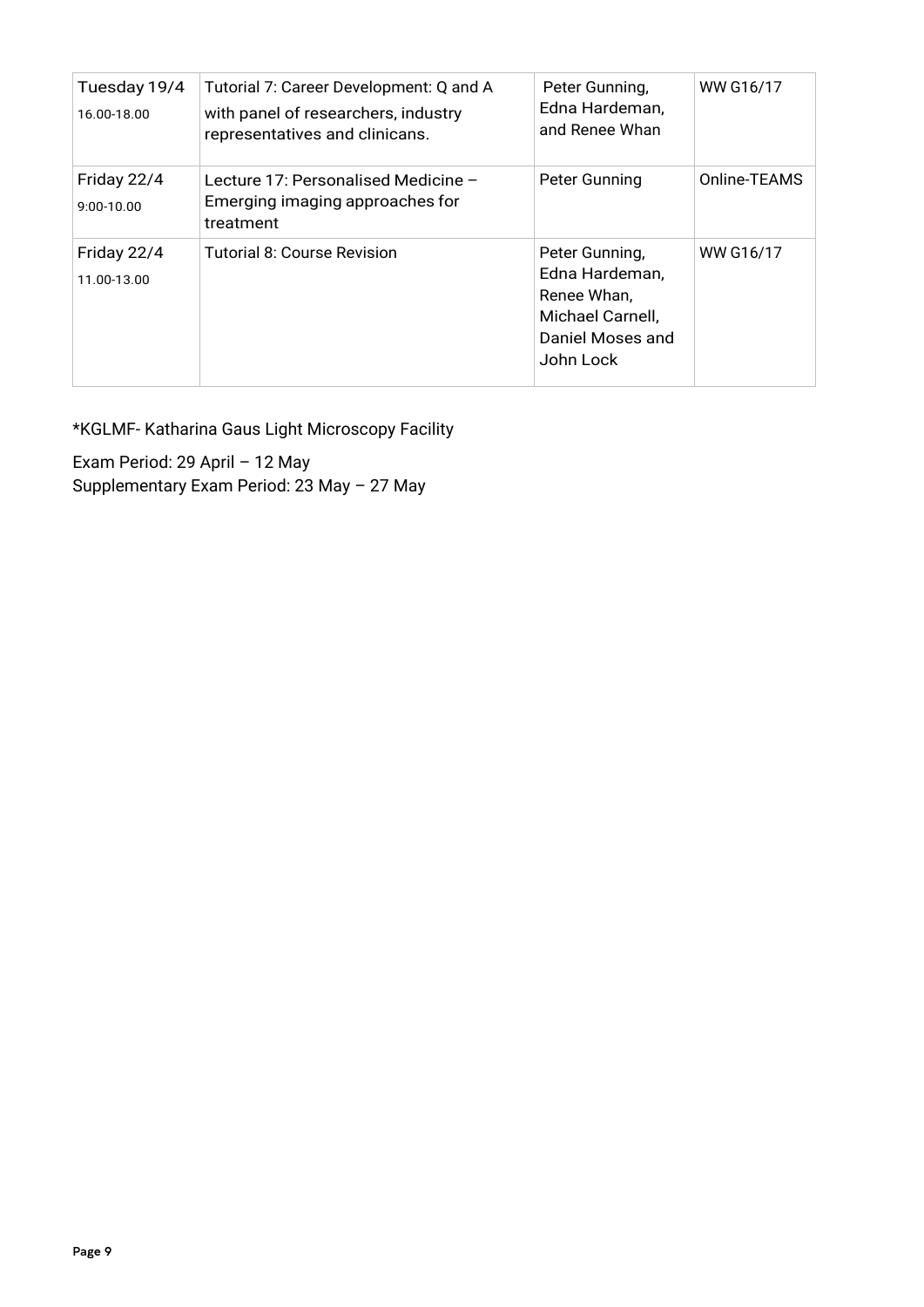| | | | |
|---|---|---|---|
| Tuesday 19/4<br>16.00-18.00 | Tutorial 7: Career Development: Q and A with panel of researchers, industry representatives and clinicans. | Peter Gunning, Edna Hardeman, and Renee Whan | WW G16/17 |
| Friday 22/4<br>9:00-10.00 | Lecture 17: Personalised Medicine – Emerging imaging approaches for treatment | Peter Gunning | Online-TEAMS |
| Friday 22/4<br>11.00-13.00 | Tutorial 8: Course Revision | Peter Gunning, Edna Hardeman, Renee Whan, Michael Carnell, Daniel Moses and John Lock | WW G16/17 |

*KGLMF- Katharina Gaus Light Microscopy Facility

Exam Period: 29 April – 12 May
Supplementary Exam Period: 23 May – 27 May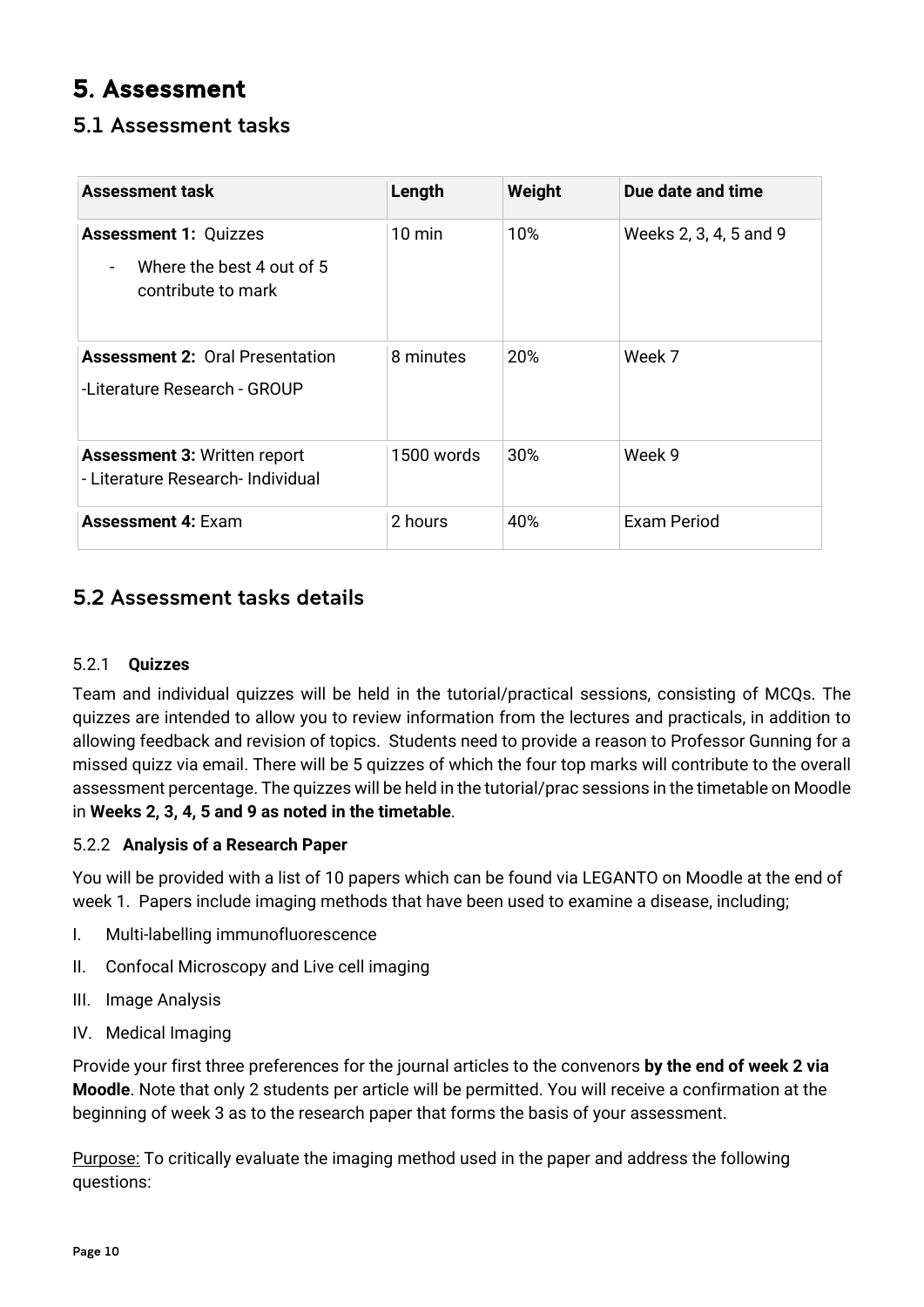# 5. Assessment

## 5.1 Assessment tasks

| Assessment task | Length | Weight | Due date and time |
|---|---|---|---|
| **Assessment 1:** Quizzes<br>- Where the best 4 out of 5 contribute to mark | 10 min | 10% | Weeks 2, 3, 4, 5 and 9 |
| **Assessment 2:** Oral Presentation<br>-Literature Research - GROUP | 8 minutes | 20% | Week 7 |
| **Assessment 3:** Written report<br>- Literature Research- Individual | 1500 words | 30% | Week 9 |
| **Assessment 4:** Exam | 2 hours | 40% | Exam Period |

## 5.2 Assessment tasks details

### 5.2.1 **Quizzes**

Team and individual quizzes will be held in the tutorial/practical sessions, consisting of MCQs. The quizzes are intended to allow you to review information from the lectures and practicals, in addition to allowing feedback and revision of topics. Students need to provide a reason to Professor Gunning for a missed quizz via email. There will be 5 quizzes of which the four top marks will contribute to the overall assessment percentage. The quizzes will be held in the tutorial/prac sessions in the timetable on Moodle in **Weeks 2, 3, 4, 5 and 9 as noted in the timetable**.

### 5.2.2 **Analysis of a Research Paper**

You will be provided with a list of 10 papers which can be found via LEGANTO on Moodle at the end of week 1. Papers include imaging methods that have been used to examine a disease, including;

I. Multi-labelling immunofluorescence

II. Confocal Microscopy and Live cell imaging

III. Image Analysis

IV. Medical Imaging

Provide your first three preferences for the journal articles to the convenors **by the end of week 2 via Moodle**. Note that only 2 students per article will be permitted. You will receive a confirmation at the beginning of week 3 as to the research paper that forms the basis of your assessment.

<u>Purpose:</u> To critically evaluate the imaging method used in the paper and address the following questions: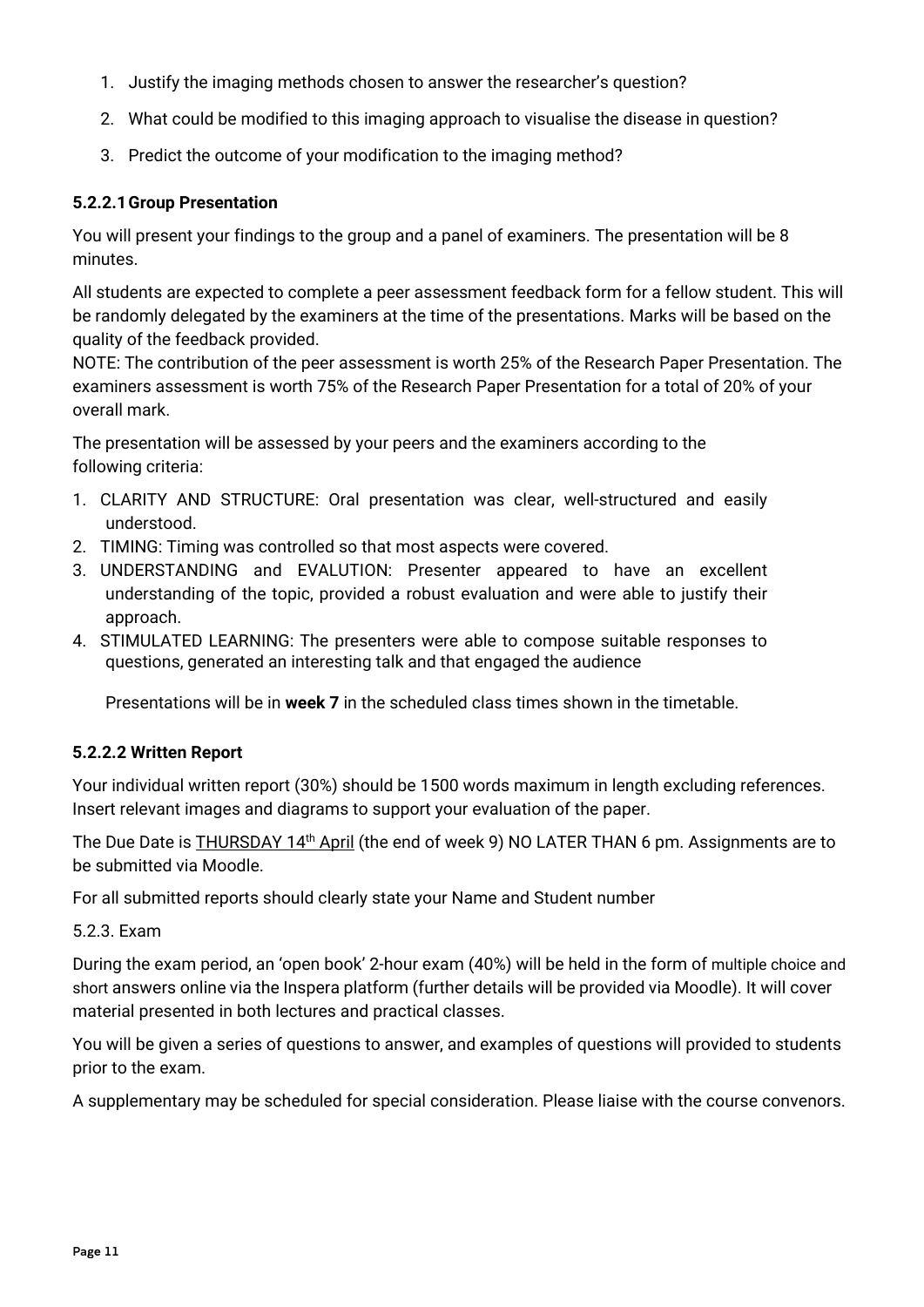1. Justify the imaging methods chosen to answer the researcher's question?
2. What could be modified to this imaging approach to visualise the disease in question?
3. Predict the outcome of your modification to the imaging method?

#### 5.2.2.1 Group Presentation

You will present your findings to the group and a panel of examiners. The presentation will be 8 minutes.

All students are expected to complete a peer assessment feedback form for a fellow student. This will be randomly delegated by the examiners at the time of the presentations. Marks will be based on the quality of the feedback provided.
NOTE: The contribution of the peer assessment is worth 25% of the Research Paper Presentation. The examiners assessment is worth 75% of the Research Paper Presentation for a total of 20% of your overall mark.

The presentation will be assessed by your peers and the examiners according to the following criteria:

1. CLARITY AND STRUCTURE: Oral presentation was clear, well-structured and easily understood.
2. TIMING: Timing was controlled so that most aspects were covered.
3. UNDERSTANDING and EVALUTION: Presenter appeared to have an excellent understanding of the topic, provided a robust evaluation and were able to justify their approach.
4. STIMULATED LEARNING: The presenters were able to compose suitable responses to questions, generated an interesting talk and that engaged the audience

Presentations will be in **week 7** in the scheduled class times shown in the timetable.

#### 5.2.2.2 Written Report

Your individual written report (30%) should be 1500 words maximum in length excluding references. Insert relevant images and diagrams to support your evaluation of the paper.

The Due Date is THURSDAY 14th April (the end of week 9) NO LATER THAN 6 pm. Assignments are to be submitted via Moodle.

For all submitted reports should clearly state your Name and Student number

5.2.3. Exam

During the exam period, an 'open book' 2-hour exam (40%) will be held in the form of multiple choice and short answers online via the Inspera platform (further details will be provided via Moodle). It will cover material presented in both lectures and practical classes.

You will be given a series of questions to answer, and examples of questions will provided to students prior to the exam.

A supplementary may be scheduled for special consideration. Please liaise with the course convenors.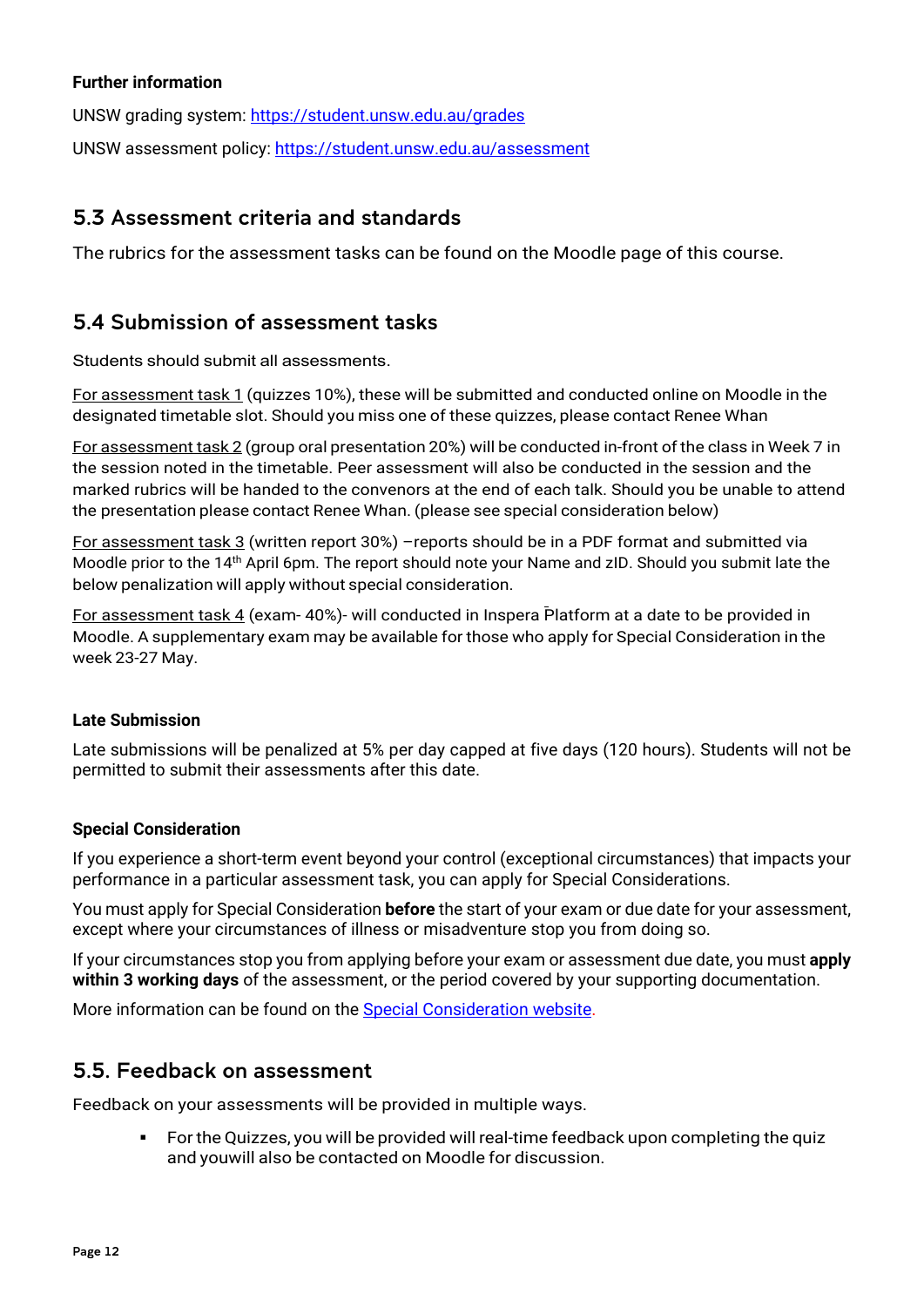**Further information**

UNSW grading system: https://student.unsw.edu.au/grades

UNSW assessment policy: https://student.unsw.edu.au/assessment

## 5.3 Assessment criteria and standards

The rubrics for the assessment tasks can be found on the Moodle page of this course.

## 5.4 Submission of assessment tasks

Students should submit all assessments.

For assessment task 1 (quizzes 10%), these will be submitted and conducted online on Moodle in the designated timetable slot. Should you miss one of these quizzes, please contact Renee Whan

For assessment task 2 (group oral presentation 20%) will be conducted in-front of the class in Week 7 in the session noted in the timetable. Peer assessment will also be conducted in the session and the marked rubrics will be handed to the convenors at the end of each talk. Should you be unable to attend the presentation please contact Renee Whan. (please see special consideration below)

For assessment task 3 (written report 30%) –reports should be in a PDF format and submitted via Moodle prior to the 14th April 6pm. The report should note your Name and zID. Should you submit late the below penalization will apply without special consideration.

For assessment task 4 (exam- 40%)- will conducted in Inspera Platform at a date to be provided in Moodle. A supplementary exam may be available for those who apply for Special Consideration in the week 23-27 May.

**Late Submission**

Late submissions will be penalized at 5% per day capped at five days (120 hours). Students will not be permitted to submit their assessments after this date.

**Special Consideration**

If you experience a short-term event beyond your control (exceptional circumstances) that impacts your performance in a particular assessment task, you can apply for Special Considerations.

You must apply for Special Consideration **before** the start of your exam or due date for your assessment, except where your circumstances of illness or misadventure stop you from doing so.

If your circumstances stop you from applying before your exam or assessment due date, you must **apply within 3 working days** of the assessment, or the period covered by your supporting documentation.

More information can be found on the Special Consideration website.

## 5.5. Feedback on assessment

Feedback on your assessments will be provided in multiple ways.

- For the Quizzes, you will be provided will real-time feedback upon completing the quiz and youwill also be contacted on Moodle for discussion.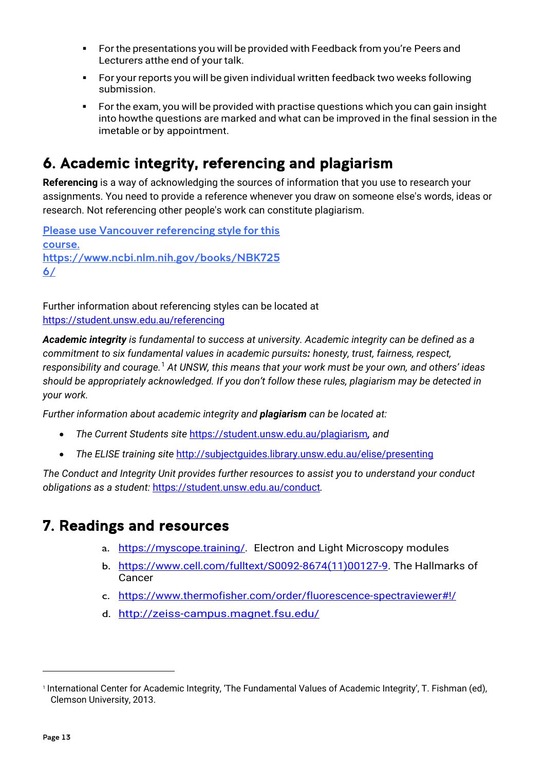- For the presentations you will be provided with Feedback from you're Peers and Lecturers atthe end of your talk.
- For your reports you will be given individual written feedback two weeks following submission.
- For the exam, you will be provided with practise questions which you can gain insight into howthe questions are marked and what can be improved in the final session in the imetable or by appointment.

## 6. Academic integrity, referencing and plagiarism

**Referencing** is a way of acknowledging the sources of information that you use to research your assignments. You need to provide a reference whenever you draw on someone else's words, ideas or research. Not referencing other people's work can constitute plagiarism.

Please use Vancouver referencing style for this course.
https://www.ncbi.nlm.nih.gov/books/NBK7256/

Further information about referencing styles can be located at
https://student.unsw.edu.au/referencing

***Academic integrity*** *is fundamental to success at university. Academic integrity can be defined as a commitment to six fundamental values in academic pursuits**:** honesty, trust, fairness, respect, responsibility and courage.*[1] *At UNSW, this means that your work must be your own, and others' ideas should be appropriately acknowledged. If you don't follow these rules, plagiarism may be detected in your work.*

*Further information about academic integrity and **plagiarism** can be located at:*

- *The Current Students site* https://student.unsw.edu.au/plagiarism*, and*
- *The ELISE training site* http://subjectguides.library.unsw.edu.au/elise/presenting

*The Conduct and Integrity Unit provides further resources to assist you to understand your conduct obligations as a student:* https://student.unsw.edu.au/conduct*.*

## 7. Readings and resources

a. https://myscope.training/. Electron and Light Microscopy modules
b. https://www.cell.com/fulltext/S0092-8674(11)00127-9. The Hallmarks of Cancer
c. https://www.thermofisher.com/order/fluorescence-spectraviewer#!/
d. http://zeiss-campus.magnet.fsu.edu/

---

[1] International Center for Academic Integrity, 'The Fundamental Values of Academic Integrity', T. Fishman (ed), Clemson University, 2013.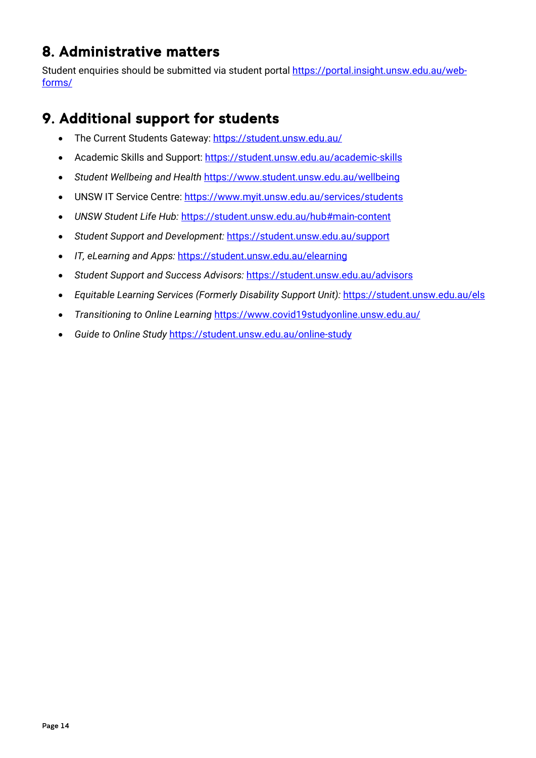## 8. Administrative matters

Student enquiries should be submitted via student portal https://portal.insight.unsw.edu.au/web-forms/

## 9. Additional support for students

- The Current Students Gateway: https://student.unsw.edu.au/
- Academic Skills and Support: https://student.unsw.edu.au/academic-skills
- *Student Wellbeing and Health* https://www.student.unsw.edu.au/wellbeing
- UNSW IT Service Centre: https://www.myit.unsw.edu.au/services/students
- *UNSW Student Life Hub:* https://student.unsw.edu.au/hub#main-content
- *Student Support and Development:* https://student.unsw.edu.au/support
- *IT, eLearning and Apps:* https://student.unsw.edu.au/elearning
- *Student Support and Success Advisors:* https://student.unsw.edu.au/advisors
- *Equitable Learning Services (Formerly Disability Support Unit):* https://student.unsw.edu.au/els
- *Transitioning to Online Learning* https://www.covid19studyonline.unsw.edu.au/
- *Guide to Online Study* https://student.unsw.edu.au/online-study